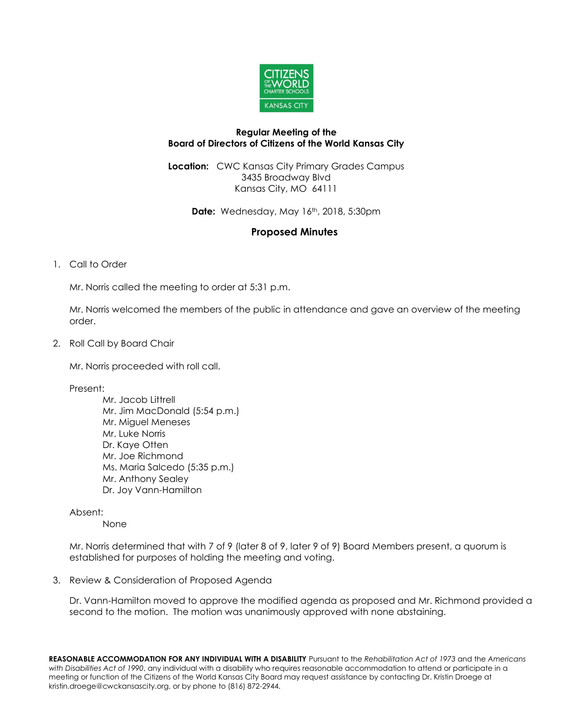**Regular Meeting of the**
**Board of Directors of Citizens of the World Kansas City**

**Location:** CWC Kansas City Primary Grades Campus
3435 Broadway Blvd
Kansas City, MO 64111

**Date:** Wednesday, May 16th, 2018, 5:30pm

## Proposed Minutes

1. Call to Order

   Mr. Norris called the meeting to order at 5:31 p.m.

   Mr. Norris welcomed the members of the public in attendance and gave an overview of the meeting order.

2. Roll Call by Board Chair

   Mr. Norris proceeded with roll call.

   Present:

   - Mr. Jacob Littrell
   - Mr. Jim MacDonald (5:54 p.m.)
   - Mr. Miguel Meneses
   - Mr. Luke Norris
   - Dr. Kaye Otten
   - Mr. Joe Richmond
   - Ms. Maria Salcedo (5:35 p.m.)
   - Mr. Anthony Sealey
   - Dr. Joy Vann-Hamilton

   Absent:

   - None

   Mr. Norris determined that with 7 of 9 (later 8 of 9, later 9 of 9) Board Members present, a quorum is established for purposes of holding the meeting and voting.

3. Review & Consideration of Proposed Agenda

   Dr. Vann-Hamilton moved to approve the modified agenda as proposed and Mr. Richmond provided a second to the motion. The motion was unanimously approved with none abstaining.

**REASONABLE ACCOMMODATION FOR ANY INDIVIDUAL WITH A DISABILITY** Pursuant to the *Rehabilitation Act of 1973* and the *Americans with Disabilities Act of 1990*, any individual with a disability who requires reasonable accommodation to attend or participate in a meeting or function of the Citizens of the World Kansas City Board may request assistance by contacting Dr. Kristin Droege at kristin.droege@cwckansascity.org, or by phone to (816) 872-2944.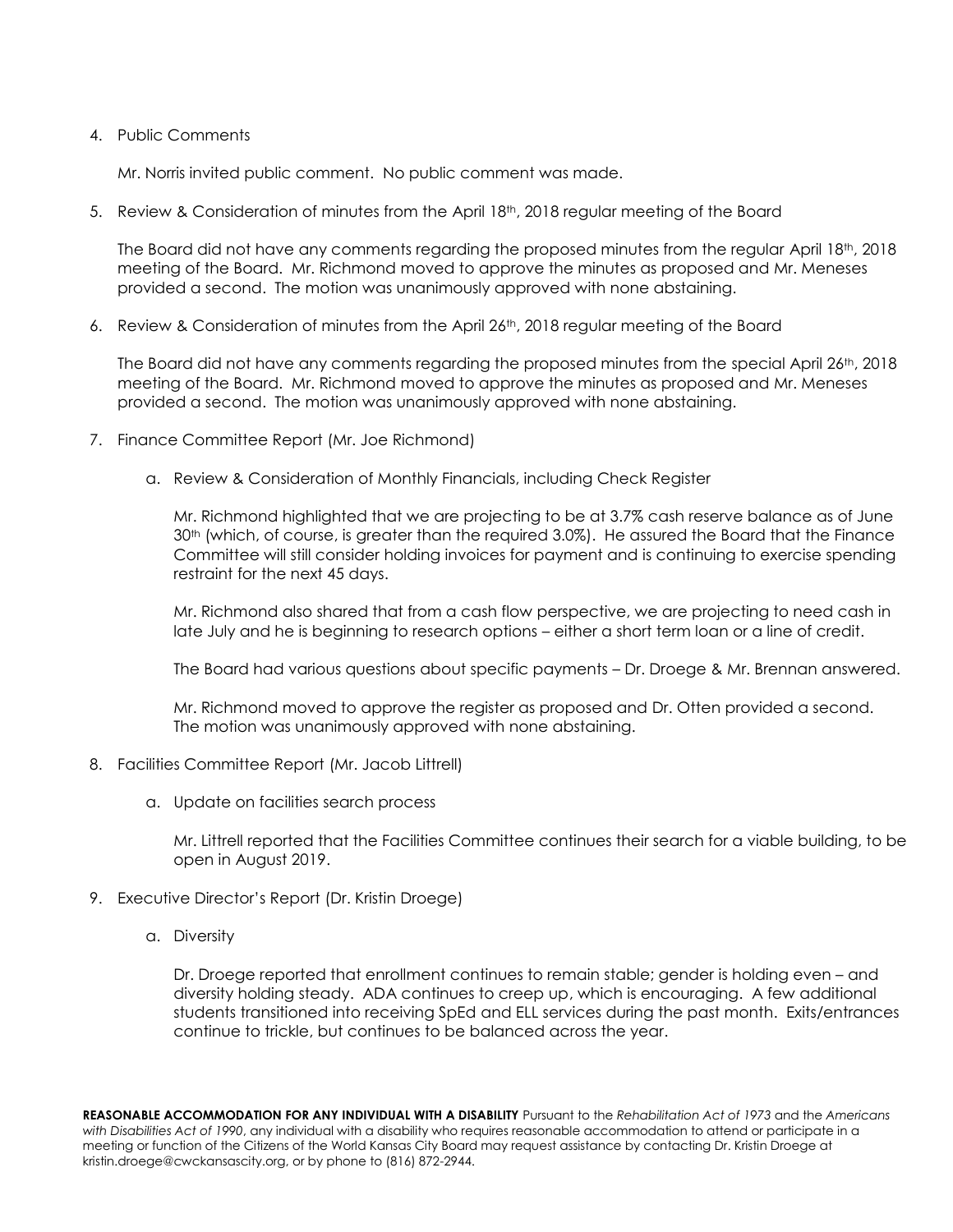4. Public Comments

   Mr. Norris invited public comment. No public comment was made.

5. Review & Consideration of minutes from the April 18th, 2018 regular meeting of the Board

   The Board did not have any comments regarding the proposed minutes from the regular April 18th, 2018 meeting of the Board. Mr. Richmond moved to approve the minutes as proposed and Mr. Meneses provided a second. The motion was unanimously approved with none abstaining.

6. Review & Consideration of minutes from the April 26th, 2018 regular meeting of the Board

   The Board did not have any comments regarding the proposed minutes from the special April 26th, 2018 meeting of the Board. Mr. Richmond moved to approve the minutes as proposed and Mr. Meneses provided a second. The motion was unanimously approved with none abstaining.

7. Finance Committee Report (Mr. Joe Richmond)

   a. Review & Consideration of Monthly Financials, including Check Register

      Mr. Richmond highlighted that we are projecting to be at 3.7% cash reserve balance as of June 30th (which, of course, is greater than the required 3.0%). He assured the Board that the Finance Committee will still consider holding invoices for payment and is continuing to exercise spending restraint for the next 45 days.

      Mr. Richmond also shared that from a cash flow perspective, we are projecting to need cash in late July and he is beginning to research options – either a short term loan or a line of credit.

      The Board had various questions about specific payments – Dr. Droege & Mr. Brennan answered.

      Mr. Richmond moved to approve the register as proposed and Dr. Otten provided a second. The motion was unanimously approved with none abstaining.

8. Facilities Committee Report (Mr. Jacob Littrell)

   a. Update on facilities search process

      Mr. Littrell reported that the Facilities Committee continues their search for a viable building, to be open in August 2019.

9. Executive Director's Report (Dr. Kristin Droege)

   a. Diversity

      Dr. Droege reported that enrollment continues to remain stable; gender is holding even – and diversity holding steady. ADA continues to creep up, which is encouraging. A few additional students transitioned into receiving SpEd and ELL services during the past month. Exits/entrances continue to trickle, but continues to be balanced across the year.

**REASONABLE ACCOMMODATION FOR ANY INDIVIDUAL WITH A DISABILITY** Pursuant to the *Rehabilitation Act of 1973* and the *Americans with Disabilities Act of 1990*, any individual with a disability who requires reasonable accommodation to attend or participate in a meeting or function of the Citizens of the World Kansas City Board may request assistance by contacting Dr. Kristin Droege at kristin.droege@cwckansascity.org, or by phone to (816) 872-2944.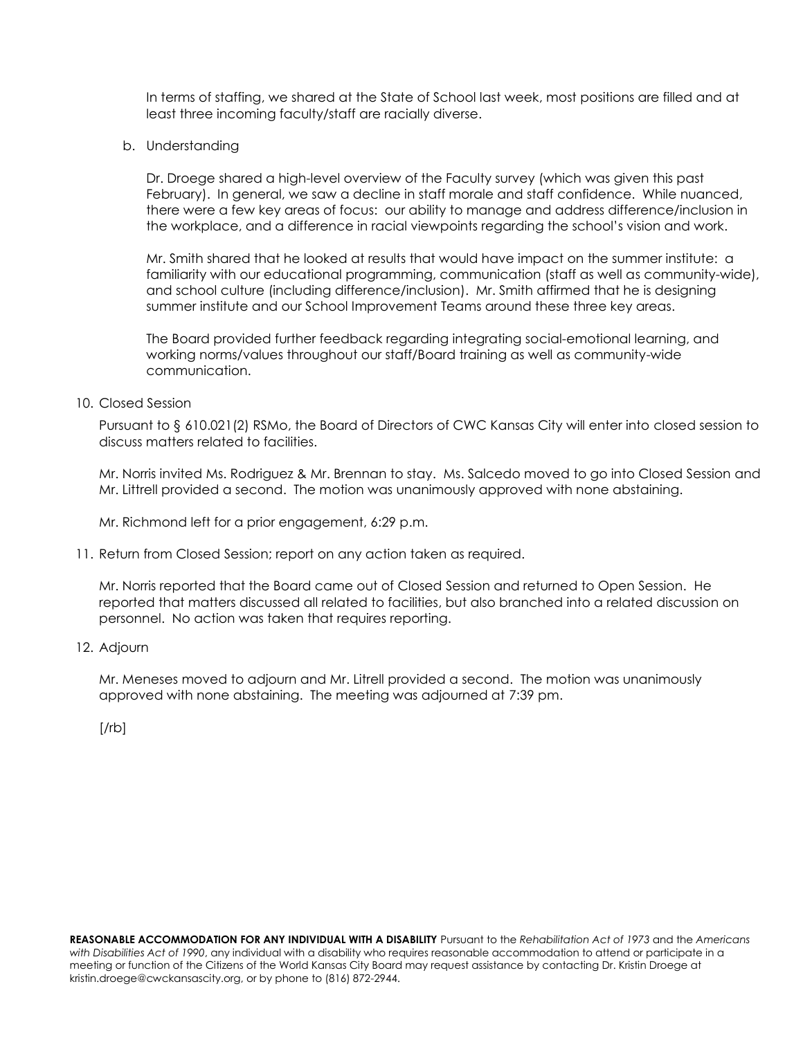In terms of staffing, we shared at the State of School last week, most positions are filled and at least three incoming faculty/staff are racially diverse.

b. Understanding

Dr. Droege shared a high-level overview of the Faculty survey (which was given this past February). In general, we saw a decline in staff morale and staff confidence. While nuanced, there were a few key areas of focus: our ability to manage and address difference/inclusion in the workplace, and a difference in racial viewpoints regarding the school's vision and work.

Mr. Smith shared that he looked at results that would have impact on the summer institute: a familiarity with our educational programming, communication (staff as well as community-wide), and school culture (including difference/inclusion). Mr. Smith affirmed that he is designing summer institute and our School Improvement Teams around these three key areas.

The Board provided further feedback regarding integrating social-emotional learning, and working norms/values throughout our staff/Board training as well as community-wide communication.

10. Closed Session

Pursuant to § 610.021(2) RSMo, the Board of Directors of CWC Kansas City will enter into closed session to discuss matters related to facilities.

Mr. Norris invited Ms. Rodriguez & Mr. Brennan to stay. Ms. Salcedo moved to go into Closed Session and Mr. Littrell provided a second. The motion was unanimously approved with none abstaining.

Mr. Richmond left for a prior engagement, 6:29 p.m.

11. Return from Closed Session; report on any action taken as required.

Mr. Norris reported that the Board came out of Closed Session and returned to Open Session. He reported that matters discussed all related to facilities, but also branched into a related discussion on personnel. No action was taken that requires reporting.

12. Adjourn

Mr. Meneses moved to adjourn and Mr. Litrell provided a second. The motion was unanimously approved with none abstaining. The meeting was adjourned at 7:39 pm.

[/rb]

**REASONABLE ACCOMMODATION FOR ANY INDIVIDUAL WITH A DISABILITY** Pursuant to the *Rehabilitation Act of 1973* and the *Americans with Disabilities Act of 1990*, any individual with a disability who requires reasonable accommodation to attend or participate in a meeting or function of the Citizens of the World Kansas City Board may request assistance by contacting Dr. Kristin Droege at kristin.droege@cwckansascity.org, or by phone to (816) 872-2944.